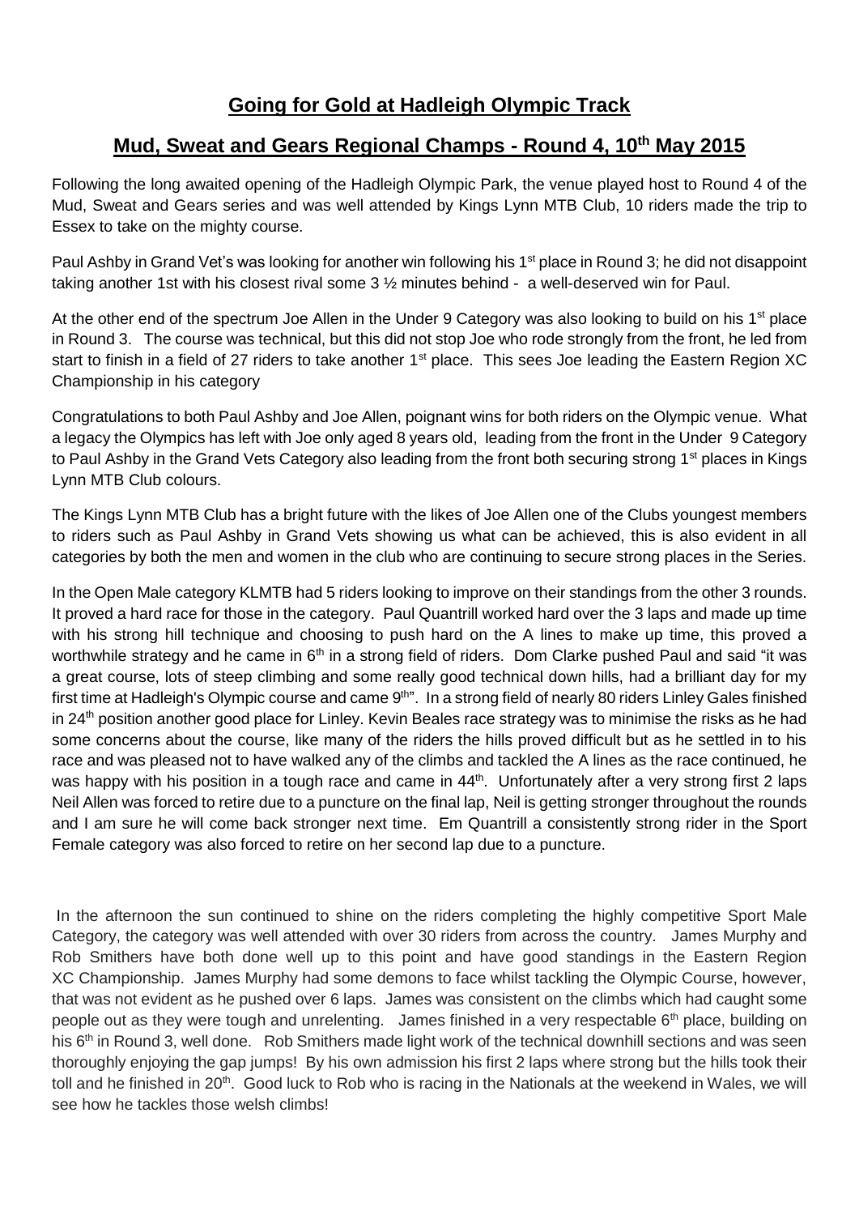# **Going for Gold at Hadleigh Olympic Track**

## **Mud, Sweat and Gears Regional Champs - Round 4, 10th May 2015**

Following the long awaited opening of the Hadleigh Olympic Park, the venue played host to Round 4 of the Mud, Sweat and Gears series and was well attended by Kings Lynn MTB Club, 10 riders made the trip to Essex to take on the mighty course.

Paul Ashby in Grand Vet's was looking for another win following his 1st place in Round 3; he did not disappoint taking another 1st with his closest rival some 3 ½ minutes behind - a well-deserved win for Paul.

At the other end of the spectrum Joe Allen in the Under 9 Category was also looking to build on his 1st place in Round 3. The course was technical, but this did not stop Joe who rode strongly from the front, he led from start to finish in a field of 27 riders to take another 1st place. This sees Joe leading the Eastern Region XC Championship in his category

Congratulations to both Paul Ashby and Joe Allen, poignant wins for both riders on the Olympic venue. What a legacy the Olympics has left with Joe only aged 8 years old, leading from the front in the Under 9 Category to Paul Ashby in the Grand Vets Category also leading from the front both securing strong 1st places in Kings Lynn MTB Club colours.

The Kings Lynn MTB Club has a bright future with the likes of Joe Allen one of the Clubs youngest members to riders such as Paul Ashby in Grand Vets showing us what can be achieved, this is also evident in all categories by both the men and women in the club who are continuing to secure strong places in the Series.

In the Open Male category KLMTB had 5 riders looking to improve on their standings from the other 3 rounds. It proved a hard race for those in the category. Paul Quantrill worked hard over the 3 laps and made up time with his strong hill technique and choosing to push hard on the A lines to make up time, this proved a worthwhile strategy and he came in 6th in a strong field of riders. Dom Clarke pushed Paul and said "it was a great course, lots of steep climbing and some really good technical down hills, had a brilliant day for my first time at Hadleigh's Olympic course and came 9th". In a strong field of nearly 80 riders Linley Gales finished in 24th position another good place for Linley. Kevin Beales race strategy was to minimise the risks as he had some concerns about the course, like many of the riders the hills proved difficult but as he settled in to his race and was pleased not to have walked any of the climbs and tackled the A lines as the race continued, he was happy with his position in a tough race and came in 44th. Unfortunately after a very strong first 2 laps Neil Allen was forced to retire due to a puncture on the final lap, Neil is getting stronger throughout the rounds and I am sure he will come back stronger next time. Em Quantrill a consistently strong rider in the Sport Female category was also forced to retire on her second lap due to a puncture.

In the afternoon the sun continued to shine on the riders completing the highly competitive Sport Male Category, the category was well attended with over 30 riders from across the country. James Murphy and Rob Smithers have both done well up to this point and have good standings in the Eastern Region XC Championship. James Murphy had some demons to face whilst tackling the Olympic Course, however, that was not evident as he pushed over 6 laps. James was consistent on the climbs which had caught some people out as they were tough and unrelenting. James finished in a very respectable 6th place, building on his 6th in Round 3, well done. Rob Smithers made light work of the technical downhill sections and was seen thoroughly enjoying the gap jumps! By his own admission his first 2 laps where strong but the hills took their toll and he finished in 20th. Good luck to Rob who is racing in the Nationals at the weekend in Wales, we will see how he tackles those welsh climbs!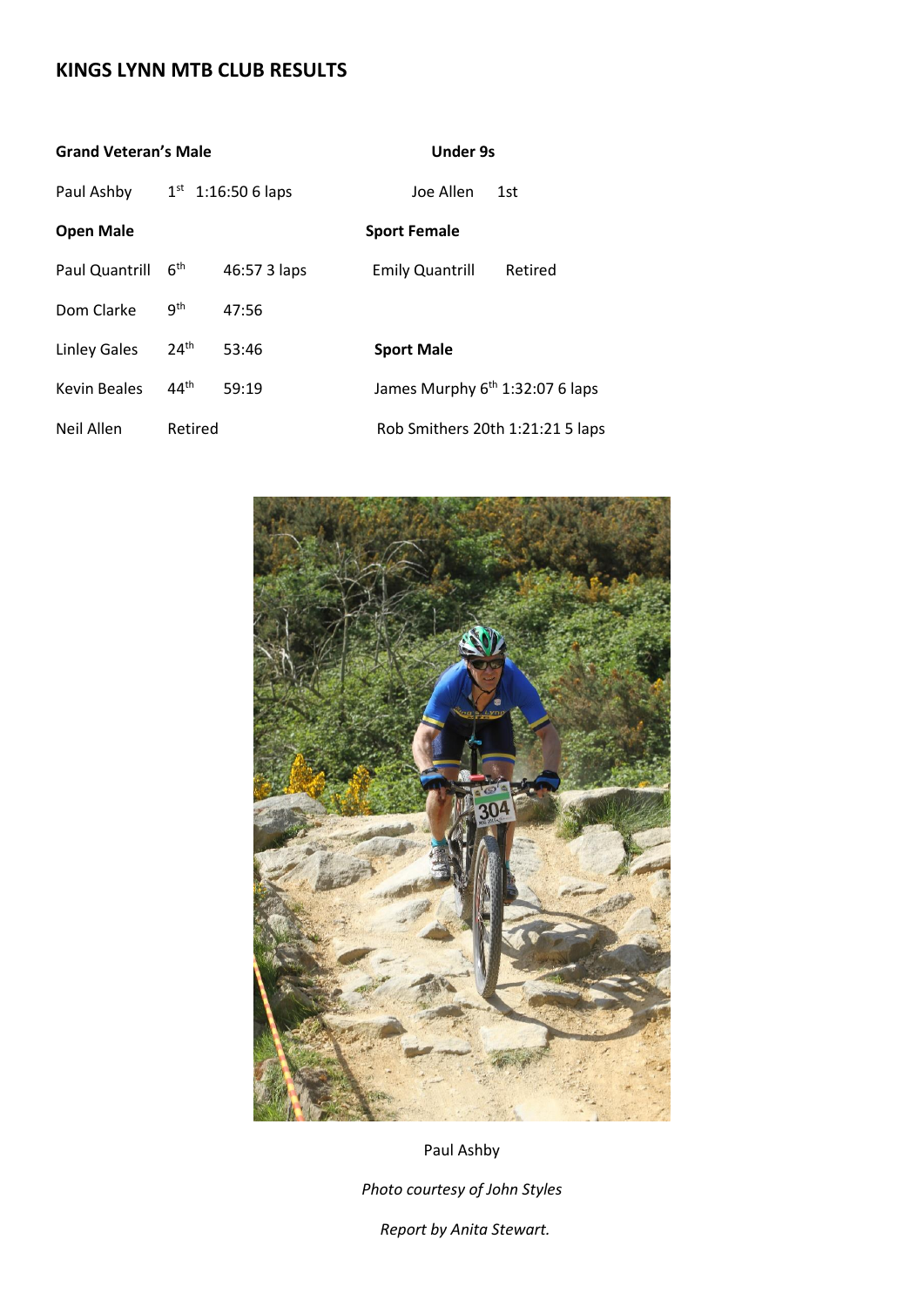# KINGS LYNN MTB CLUB RESULTS

**Grand Veteran's Male**

Paul Ashby 1st 1:16:50 6 laps

**Open Male**

| | | |
|---|---|---|
| Paul Quantrill | 6th | 46:57 3 laps |
| Dom Clarke | 9th | 47:56 |
| Linley Gales | 24th | 53:46 |
| Kevin Beales | 44th | 59:19 |
| Neil Allen | Retired | |

**Under 9s**

Joe Allen 1st

**Sport Female**

Emily Quantrill Retired

**Sport Male**

James Murphy 6th 1:32:07 6 laps

Rob Smithers 20th 1:21:21 5 laps

Paul Ashby

*Photo courtesy of John Styles*

*Report by Anita Stewart.*